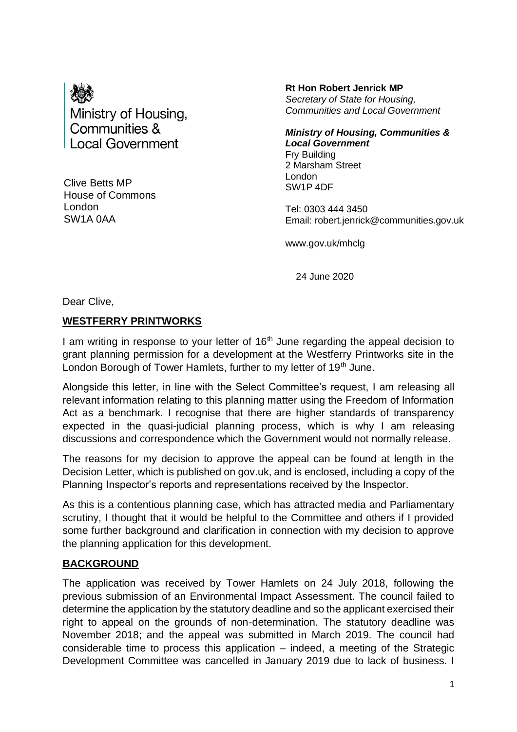Ministry of Housing, Communities & Local Government

**Rt Hon Robert Jenrick MP**
*Secretary of State for Housing, Communities and Local Government*

***Ministry of Housing, Communities & Local Government***
Fry Building
2 Marsham Street
London
SW1P 4DF

Tel: 0303 444 3450
Email: robert.jenrick@communities.gov.uk

www.gov.uk/mhclg

24 June 2020

Clive Betts MP
House of Commons
London
SW1A 0AA

Dear Clive,

**WESTFERRY PRINTWORKS**

I am writing in response to your letter of 16th June regarding the appeal decision to grant planning permission for a development at the Westferry Printworks site in the London Borough of Tower Hamlets, further to my letter of 19th June.

Alongside this letter, in line with the Select Committee's request, I am releasing all relevant information relating to this planning matter using the Freedom of Information Act as a benchmark. I recognise that there are higher standards of transparency expected in the quasi-judicial planning process, which is why I am releasing discussions and correspondence which the Government would not normally release.

The reasons for my decision to approve the appeal can be found at length in the Decision Letter, which is published on gov.uk, and is enclosed, including a copy of the Planning Inspector's reports and representations received by the Inspector.

As this is a contentious planning case, which has attracted media and Parliamentary scrutiny, I thought that it would be helpful to the Committee and others if I provided some further background and clarification in connection with my decision to approve the planning application for this development.

**BACKGROUND**

The application was received by Tower Hamlets on 24 July 2018, following the previous submission of an Environmental Impact Assessment. The council failed to determine the application by the statutory deadline and so the applicant exercised their right to appeal on the grounds of non-determination. The statutory deadline was November 2018; and the appeal was submitted in March 2019. The council had considerable time to process this application – indeed, a meeting of the Strategic Development Committee was cancelled in January 2019 due to lack of business. I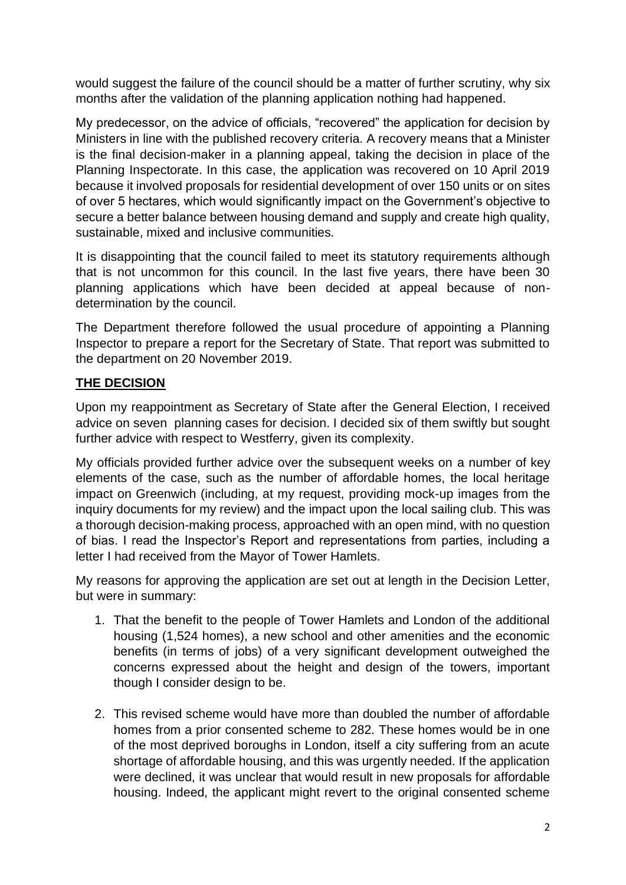would suggest the failure of the council should be a matter of further scrutiny, why six months after the validation of the planning application nothing had happened.

My predecessor, on the advice of officials, "recovered" the application for decision by Ministers in line with the published recovery criteria. A recovery means that a Minister is the final decision-maker in a planning appeal, taking the decision in place of the Planning Inspectorate. In this case, the application was recovered on 10 April 2019 because it involved proposals for residential development of over 150 units or on sites of over 5 hectares, which would significantly impact on the Government's objective to secure a better balance between housing demand and supply and create high quality, sustainable, mixed and inclusive communities.

It is disappointing that the council failed to meet its statutory requirements although that is not uncommon for this council. In the last five years, there have been 30 planning applications which have been decided at appeal because of non-determination by the council.

The Department therefore followed the usual procedure of appointing a Planning Inspector to prepare a report for the Secretary of State. That report was submitted to the department on 20 November 2019.

## **THE DECISION**

Upon my reappointment as Secretary of State after the General Election, I received advice on seven planning cases for decision. I decided six of them swiftly but sought further advice with respect to Westferry, given its complexity.

My officials provided further advice over the subsequent weeks on a number of key elements of the case, such as the number of affordable homes, the local heritage impact on Greenwich (including, at my request, providing mock-up images from the inquiry documents for my review) and the impact upon the local sailing club. This was a thorough decision-making process, approached with an open mind, with no question of bias. I read the Inspector's Report and representations from parties, including a letter I had received from the Mayor of Tower Hamlets.

My reasons for approving the application are set out at length in the Decision Letter, but were in summary:

1. That the benefit to the people of Tower Hamlets and London of the additional housing (1,524 homes), a new school and other amenities and the economic benefits (in terms of jobs) of a very significant development outweighed the concerns expressed about the height and design of the towers, important though I consider design to be.

2. This revised scheme would have more than doubled the number of affordable homes from a prior consented scheme to 282. These homes would be in one of the most deprived boroughs in London, itself a city suffering from an acute shortage of affordable housing, and this was urgently needed. If the application were declined, it was unclear that would result in new proposals for affordable housing. Indeed, the applicant might revert to the original consented scheme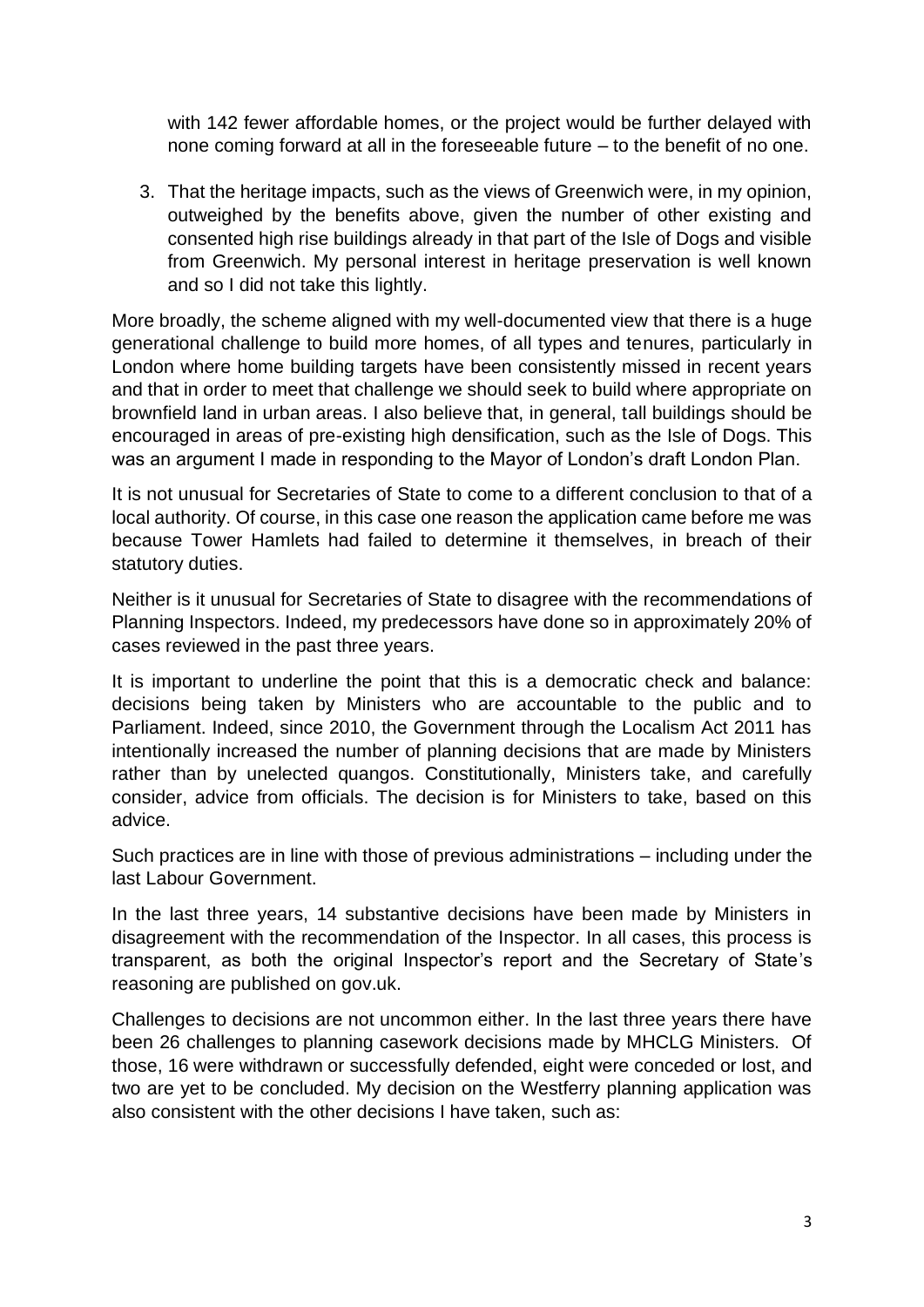with 142 fewer affordable homes, or the project would be further delayed with none coming forward at all in the foreseeable future – to the benefit of no one.

3. That the heritage impacts, such as the views of Greenwich were, in my opinion, outweighed by the benefits above, given the number of other existing and consented high rise buildings already in that part of the Isle of Dogs and visible from Greenwich. My personal interest in heritage preservation is well known and so I did not take this lightly.

More broadly, the scheme aligned with my well-documented view that there is a huge generational challenge to build more homes, of all types and tenures, particularly in London where home building targets have been consistently missed in recent years and that in order to meet that challenge we should seek to build where appropriate on brownfield land in urban areas. I also believe that, in general, tall buildings should be encouraged in areas of pre-existing high densification, such as the Isle of Dogs. This was an argument I made in responding to the Mayor of London's draft London Plan.

It is not unusual for Secretaries of State to come to a different conclusion to that of a local authority. Of course, in this case one reason the application came before me was because Tower Hamlets had failed to determine it themselves, in breach of their statutory duties.

Neither is it unusual for Secretaries of State to disagree with the recommendations of Planning Inspectors. Indeed, my predecessors have done so in approximately 20% of cases reviewed in the past three years.

It is important to underline the point that this is a democratic check and balance: decisions being taken by Ministers who are accountable to the public and to Parliament. Indeed, since 2010, the Government through the Localism Act 2011 has intentionally increased the number of planning decisions that are made by Ministers rather than by unelected quangos. Constitutionally, Ministers take, and carefully consider, advice from officials. The decision is for Ministers to take, based on this advice.

Such practices are in line with those of previous administrations – including under the last Labour Government.

In the last three years, 14 substantive decisions have been made by Ministers in disagreement with the recommendation of the Inspector. In all cases, this process is transparent, as both the original Inspector's report and the Secretary of State's reasoning are published on gov.uk.

Challenges to decisions are not uncommon either. In the last three years there have been 26 challenges to planning casework decisions made by MHCLG Ministers. Of those, 16 were withdrawn or successfully defended, eight were conceded or lost, and two are yet to be concluded. My decision on the Westferry planning application was also consistent with the other decisions I have taken, such as: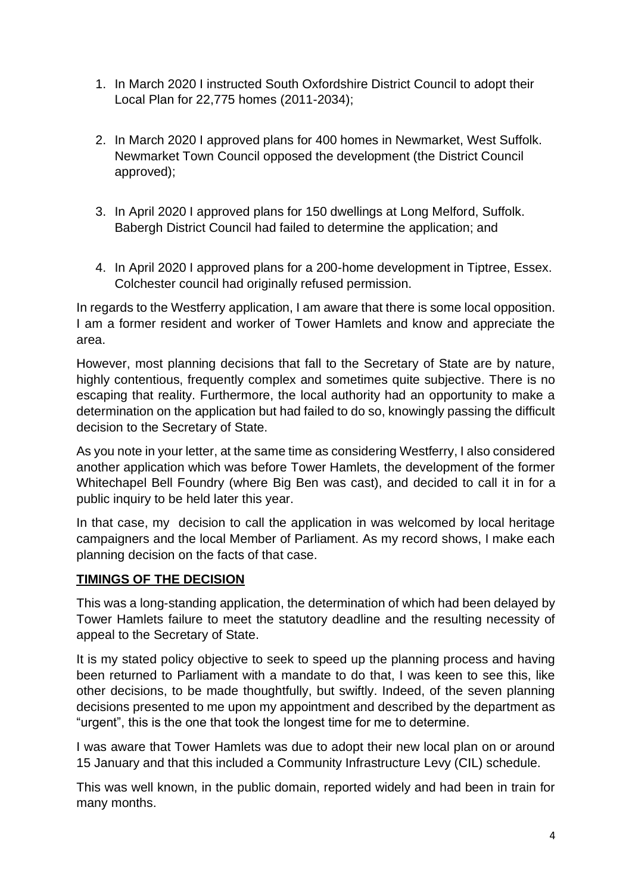1. In March 2020 I instructed South Oxfordshire District Council to adopt their Local Plan for 22,775 homes (2011-2034);

2. In March 2020 I approved plans for 400 homes in Newmarket, West Suffolk. Newmarket Town Council opposed the development (the District Council approved);

3. In April 2020 I approved plans for 150 dwellings at Long Melford, Suffolk. Babergh District Council had failed to determine the application; and

4. In April 2020 I approved plans for a 200-home development in Tiptree, Essex. Colchester council had originally refused permission.

In regards to the Westferry application, I am aware that there is some local opposition. I am a former resident and worker of Tower Hamlets and know and appreciate the area.

However, most planning decisions that fall to the Secretary of State are by nature, highly contentious, frequently complex and sometimes quite subjective. There is no escaping that reality. Furthermore, the local authority had an opportunity to make a determination on the application but had failed to do so, knowingly passing the difficult decision to the Secretary of State.

As you note in your letter, at the same time as considering Westferry, I also considered another application which was before Tower Hamlets, the development of the former Whitechapel Bell Foundry (where Big Ben was cast), and decided to call it in for a public inquiry to be held later this year.

In that case, my decision to call the application in was welcomed by local heritage campaigners and the local Member of Parliament. As my record shows, I make each planning decision on the facts of that case.

**TIMINGS OF THE DECISION**

This was a long-standing application, the determination of which had been delayed by Tower Hamlets failure to meet the statutory deadline and the resulting necessity of appeal to the Secretary of State.

It is my stated policy objective to seek to speed up the planning process and having been returned to Parliament with a mandate to do that, I was keen to see this, like other decisions, to be made thoughtfully, but swiftly. Indeed, of the seven planning decisions presented to me upon my appointment and described by the department as "urgent", this is the one that took the longest time for me to determine.

I was aware that Tower Hamlets was due to adopt their new local plan on or around 15 January and that this included a Community Infrastructure Levy (CIL) schedule.

This was well known, in the public domain, reported widely and had been in train for many months.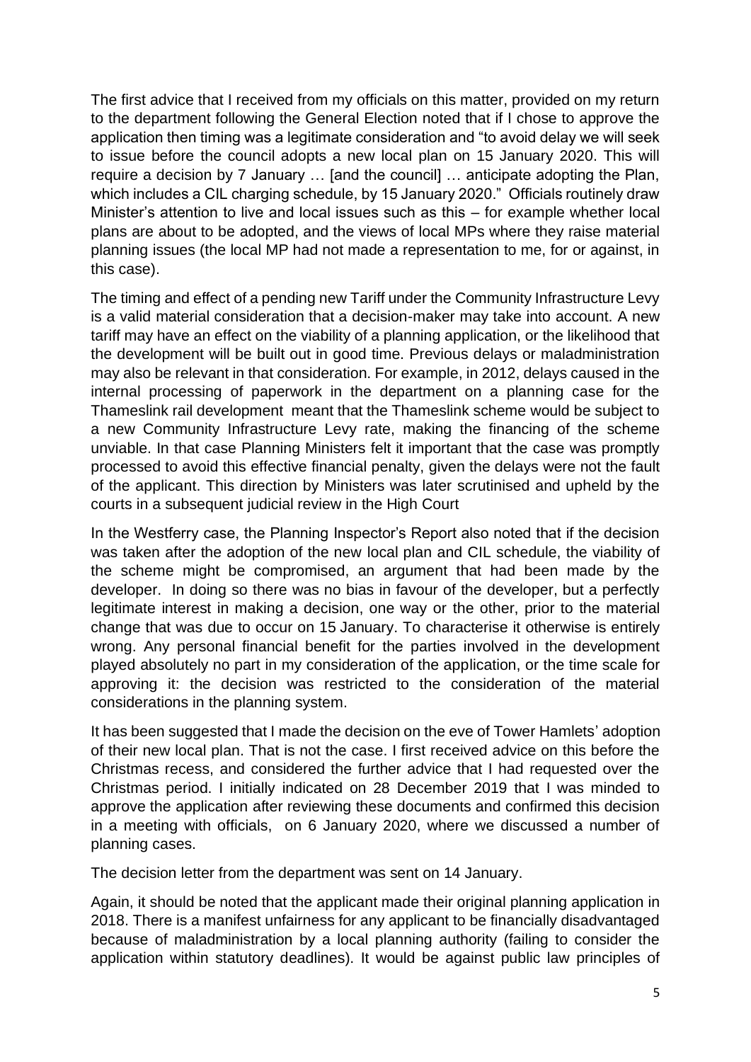The first advice that I received from my officials on this matter, provided on my return to the department following the General Election noted that if I chose to approve the application then timing was a legitimate consideration and "to avoid delay we will seek to issue before the council adopts a new local plan on 15 January 2020. This will require a decision by 7 January … [and the council] … anticipate adopting the Plan, which includes a CIL charging schedule, by 15 January 2020." Officials routinely draw Minister's attention to live and local issues such as this – for example whether local plans are about to be adopted, and the views of local MPs where they raise material planning issues (the local MP had not made a representation to me, for or against, in this case).

The timing and effect of a pending new Tariff under the Community Infrastructure Levy is a valid material consideration that a decision-maker may take into account. A new tariff may have an effect on the viability of a planning application, or the likelihood that the development will be built out in good time. Previous delays or maladministration may also be relevant in that consideration. For example, in 2012, delays caused in the internal processing of paperwork in the department on a planning case for the Thameslink rail development meant that the Thameslink scheme would be subject to a new Community Infrastructure Levy rate, making the financing of the scheme unviable. In that case Planning Ministers felt it important that the case was promptly processed to avoid this effective financial penalty, given the delays were not the fault of the applicant. This direction by Ministers was later scrutinised and upheld by the courts in a subsequent judicial review in the High Court

In the Westferry case, the Planning Inspector's Report also noted that if the decision was taken after the adoption of the new local plan and CIL schedule, the viability of the scheme might be compromised, an argument that had been made by the developer. In doing so there was no bias in favour of the developer, but a perfectly legitimate interest in making a decision, one way or the other, prior to the material change that was due to occur on 15 January. To characterise it otherwise is entirely wrong. Any personal financial benefit for the parties involved in the development played absolutely no part in my consideration of the application, or the time scale for approving it: the decision was restricted to the consideration of the material considerations in the planning system.

It has been suggested that I made the decision on the eve of Tower Hamlets' adoption of their new local plan. That is not the case. I first received advice on this before the Christmas recess, and considered the further advice that I had requested over the Christmas period. I initially indicated on 28 December 2019 that I was minded to approve the application after reviewing these documents and confirmed this decision in a meeting with officials, on 6 January 2020, where we discussed a number of planning cases.

The decision letter from the department was sent on 14 January.

Again, it should be noted that the applicant made their original planning application in 2018. There is a manifest unfairness for any applicant to be financially disadvantaged because of maladministration by a local planning authority (failing to consider the application within statutory deadlines). It would be against public law principles of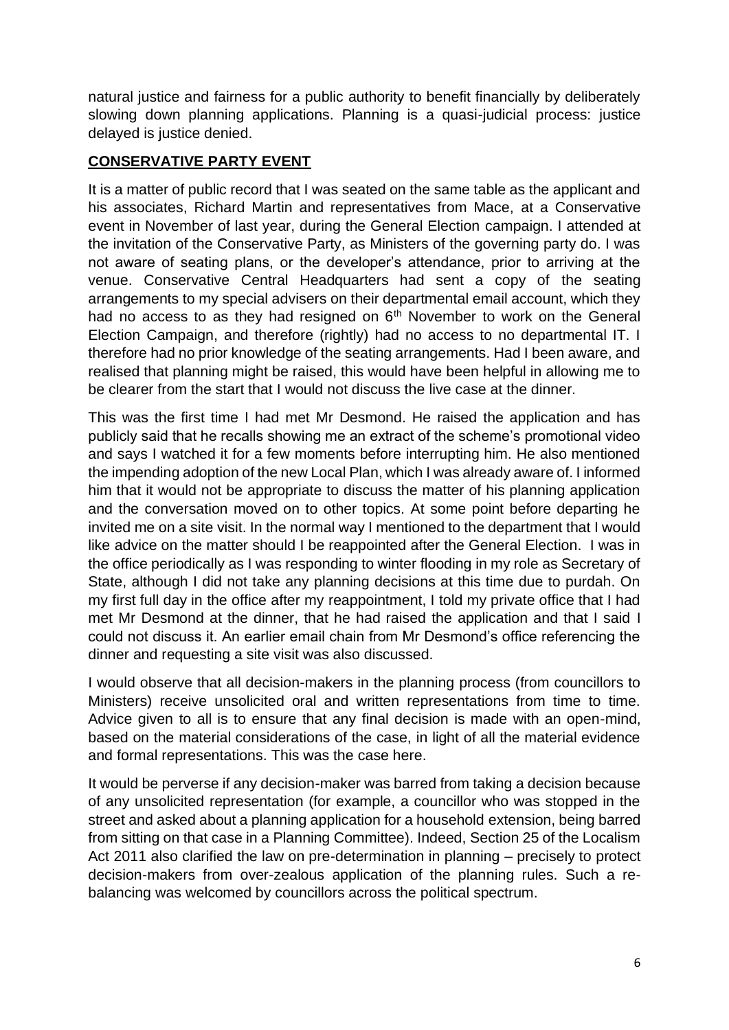natural justice and fairness for a public authority to benefit financially by deliberately slowing down planning applications. Planning is a quasi-judicial process: justice delayed is justice denied.

## **CONSERVATIVE PARTY EVENT**

It is a matter of public record that I was seated on the same table as the applicant and his associates, Richard Martin and representatives from Mace, at a Conservative event in November of last year, during the General Election campaign. I attended at the invitation of the Conservative Party, as Ministers of the governing party do. I was not aware of seating plans, or the developer's attendance, prior to arriving at the venue. Conservative Central Headquarters had sent a copy of the seating arrangements to my special advisers on their departmental email account, which they had no access to as they had resigned on 6th November to work on the General Election Campaign, and therefore (rightly) had no access to no departmental IT. I therefore had no prior knowledge of the seating arrangements. Had I been aware, and realised that planning might be raised, this would have been helpful in allowing me to be clearer from the start that I would not discuss the live case at the dinner.

This was the first time I had met Mr Desmond. He raised the application and has publicly said that he recalls showing me an extract of the scheme's promotional video and says I watched it for a few moments before interrupting him. He also mentioned the impending adoption of the new Local Plan, which I was already aware of. I informed him that it would not be appropriate to discuss the matter of his planning application and the conversation moved on to other topics. At some point before departing he invited me on a site visit. In the normal way I mentioned to the department that I would like advice on the matter should I be reappointed after the General Election. I was in the office periodically as I was responding to winter flooding in my role as Secretary of State, although I did not take any planning decisions at this time due to purdah. On my first full day in the office after my reappointment, I told my private office that I had met Mr Desmond at the dinner, that he had raised the application and that I said I could not discuss it. An earlier email chain from Mr Desmond's office referencing the dinner and requesting a site visit was also discussed.

I would observe that all decision-makers in the planning process (from councillors to Ministers) receive unsolicited oral and written representations from time to time. Advice given to all is to ensure that any final decision is made with an open-mind, based on the material considerations of the case, in light of all the material evidence and formal representations. This was the case here.

It would be perverse if any decision-maker was barred from taking a decision because of any unsolicited representation (for example, a councillor who was stopped in the street and asked about a planning application for a household extension, being barred from sitting on that case in a Planning Committee). Indeed, Section 25 of the Localism Act 2011 also clarified the law on pre-determination in planning – precisely to protect decision-makers from over-zealous application of the planning rules. Such a re-balancing was welcomed by councillors across the political spectrum.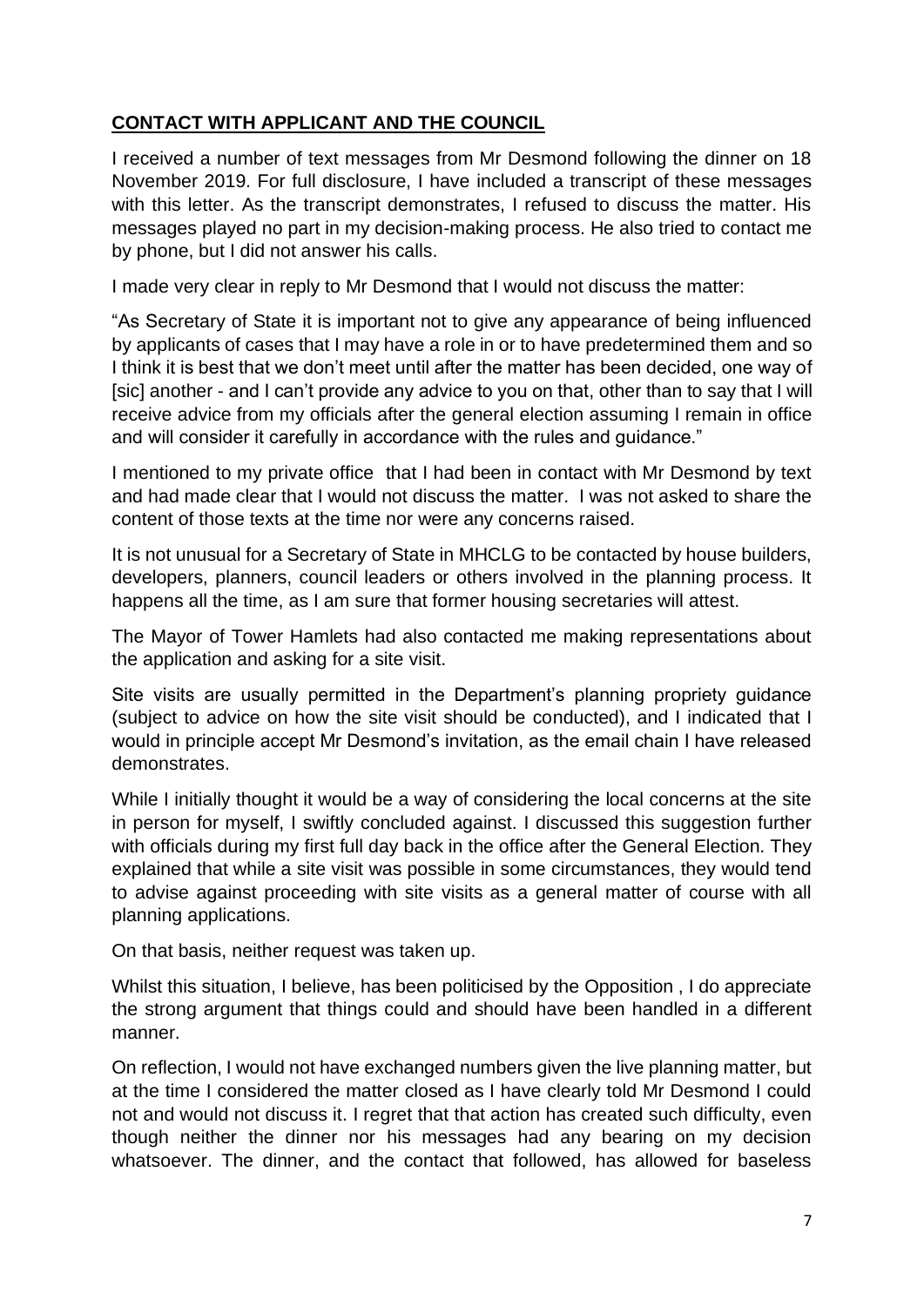## **CONTACT WITH APPLICANT AND THE COUNCIL**

I received a number of text messages from Mr Desmond following the dinner on 18 November 2019. For full disclosure, I have included a transcript of these messages with this letter. As the transcript demonstrates, I refused to discuss the matter. His messages played no part in my decision-making process. He also tried to contact me by phone, but I did not answer his calls.

I made very clear in reply to Mr Desmond that I would not discuss the matter:

"As Secretary of State it is important not to give any appearance of being influenced by applicants of cases that I may have a role in or to have predetermined them and so I think it is best that we don't meet until after the matter has been decided, one way of [sic] another - and I can't provide any advice to you on that, other than to say that I will receive advice from my officials after the general election assuming I remain in office and will consider it carefully in accordance with the rules and guidance."

I mentioned to my private office that I had been in contact with Mr Desmond by text and had made clear that I would not discuss the matter. I was not asked to share the content of those texts at the time nor were any concerns raised.

It is not unusual for a Secretary of State in MHCLG to be contacted by house builders, developers, planners, council leaders or others involved in the planning process. It happens all the time, as I am sure that former housing secretaries will attest.

The Mayor of Tower Hamlets had also contacted me making representations about the application and asking for a site visit.

Site visits are usually permitted in the Department's planning propriety guidance (subject to advice on how the site visit should be conducted), and I indicated that I would in principle accept Mr Desmond's invitation, as the email chain I have released demonstrates.

While I initially thought it would be a way of considering the local concerns at the site in person for myself, I swiftly concluded against. I discussed this suggestion further with officials during my first full day back in the office after the General Election. They explained that while a site visit was possible in some circumstances, they would tend to advise against proceeding with site visits as a general matter of course with all planning applications.

On that basis, neither request was taken up.

Whilst this situation, I believe, has been politicised by the Opposition , I do appreciate the strong argument that things could and should have been handled in a different manner.

On reflection, I would not have exchanged numbers given the live planning matter, but at the time I considered the matter closed as I have clearly told Mr Desmond I could not and would not discuss it. I regret that that action has created such difficulty, even though neither the dinner nor his messages had any bearing on my decision whatsoever. The dinner, and the contact that followed, has allowed for baseless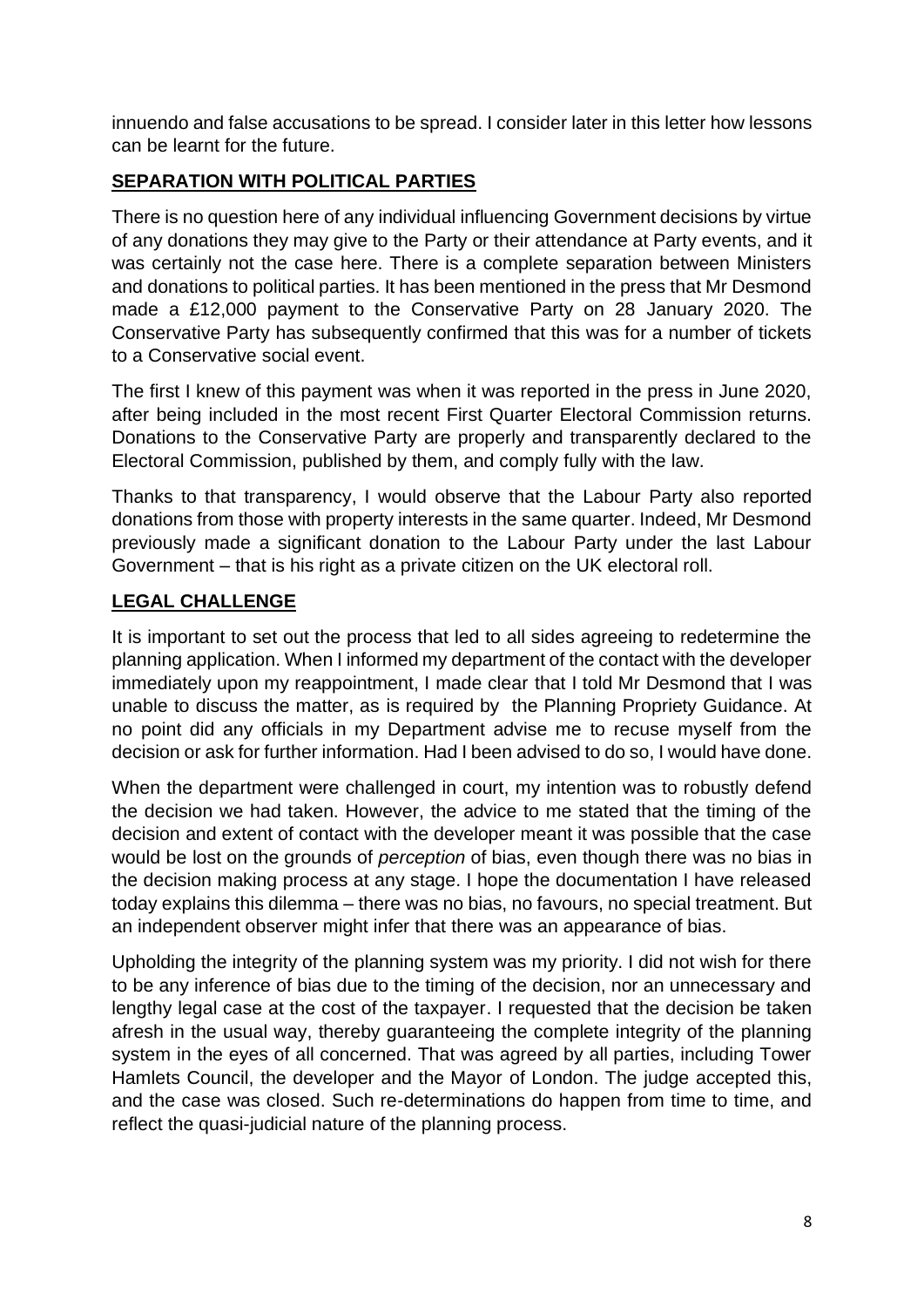innuendo and false accusations to be spread. I consider later in this letter how lessons can be learnt for the future.

## **SEPARATION WITH POLITICAL PARTIES**

There is no question here of any individual influencing Government decisions by virtue of any donations they may give to the Party or their attendance at Party events, and it was certainly not the case here. There is a complete separation between Ministers and donations to political parties. It has been mentioned in the press that Mr Desmond made a £12,000 payment to the Conservative Party on 28 January 2020. The Conservative Party has subsequently confirmed that this was for a number of tickets to a Conservative social event.

The first I knew of this payment was when it was reported in the press in June 2020, after being included in the most recent First Quarter Electoral Commission returns. Donations to the Conservative Party are properly and transparently declared to the Electoral Commission, published by them, and comply fully with the law.

Thanks to that transparency, I would observe that the Labour Party also reported donations from those with property interests in the same quarter. Indeed, Mr Desmond previously made a significant donation to the Labour Party under the last Labour Government – that is his right as a private citizen on the UK electoral roll.

## **LEGAL CHALLENGE**

It is important to set out the process that led to all sides agreeing to redetermine the planning application. When I informed my department of the contact with the developer immediately upon my reappointment, I made clear that I told Mr Desmond that I was unable to discuss the matter, as is required by the Planning Propriety Guidance. At no point did any officials in my Department advise me to recuse myself from the decision or ask for further information. Had I been advised to do so, I would have done.

When the department were challenged in court, my intention was to robustly defend the decision we had taken. However, the advice to me stated that the timing of the decision and extent of contact with the developer meant it was possible that the case would be lost on the grounds of *perception* of bias, even though there was no bias in the decision making process at any stage. I hope the documentation I have released today explains this dilemma – there was no bias, no favours, no special treatment. But an independent observer might infer that there was an appearance of bias.

Upholding the integrity of the planning system was my priority. I did not wish for there to be any inference of bias due to the timing of the decision, nor an unnecessary and lengthy legal case at the cost of the taxpayer. I requested that the decision be taken afresh in the usual way, thereby guaranteeing the complete integrity of the planning system in the eyes of all concerned. That was agreed by all parties, including Tower Hamlets Council, the developer and the Mayor of London. The judge accepted this, and the case was closed. Such re-determinations do happen from time to time, and reflect the quasi-judicial nature of the planning process.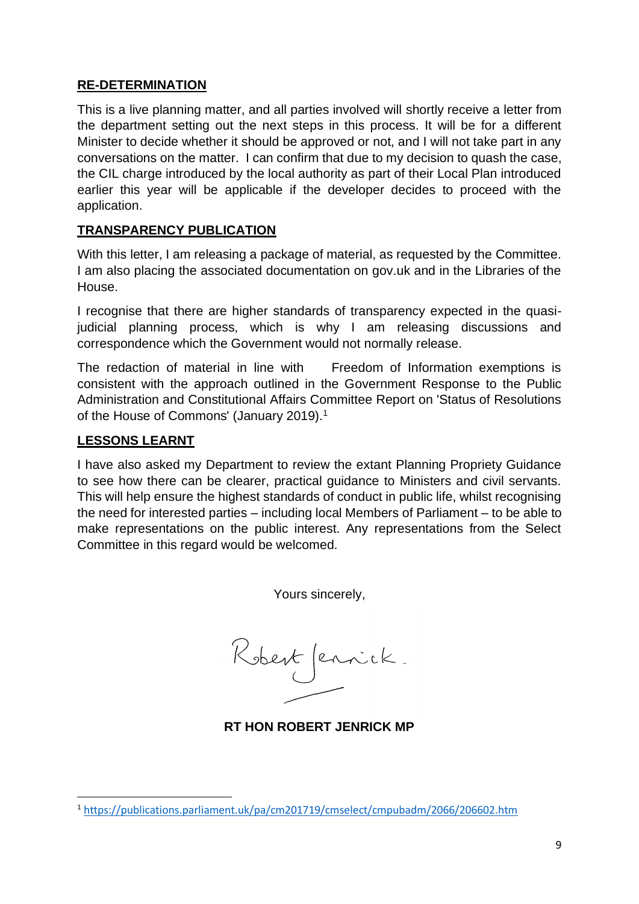## RE-DETERMINATION

This is a live planning matter, and all parties involved will shortly receive a letter from the department setting out the next steps in this process. It will be for a different Minister to decide whether it should be approved or not, and I will not take part in any conversations on the matter. I can confirm that due to my decision to quash the case, the CIL charge introduced by the local authority as part of their Local Plan introduced earlier this year will be applicable if the developer decides to proceed with the application.

## TRANSPARENCY PUBLICATION

With this letter, I am releasing a package of material, as requested by the Committee. I am also placing the associated documentation on gov.uk and in the Libraries of the House.

I recognise that there are higher standards of transparency expected in the quasi-judicial planning process, which is why I am releasing discussions and correspondence which the Government would not normally release.

The redaction of material in line with Freedom of Information exemptions is consistent with the approach outlined in the Government Response to the Public Administration and Constitutional Affairs Committee Report on 'Status of Resolutions of the House of Commons' (January 2019).[1]

## LESSONS LEARNT

I have also asked my Department to review the extant Planning Propriety Guidance to see how there can be clearer, practical guidance to Ministers and civil servants. This will help ensure the highest standards of conduct in public life, whilst recognising the need for interested parties – including local Members of Parliament – to be able to make representations on the public interest. Any representations from the Select Committee in this regard would be welcomed.

Yours sincerely,

Robert Jenrick

**RT HON ROBERT JENRICK MP**

[1] https://publications.parliament.uk/pa/cm201719/cmselect/cmpubadm/2066/206602.htm